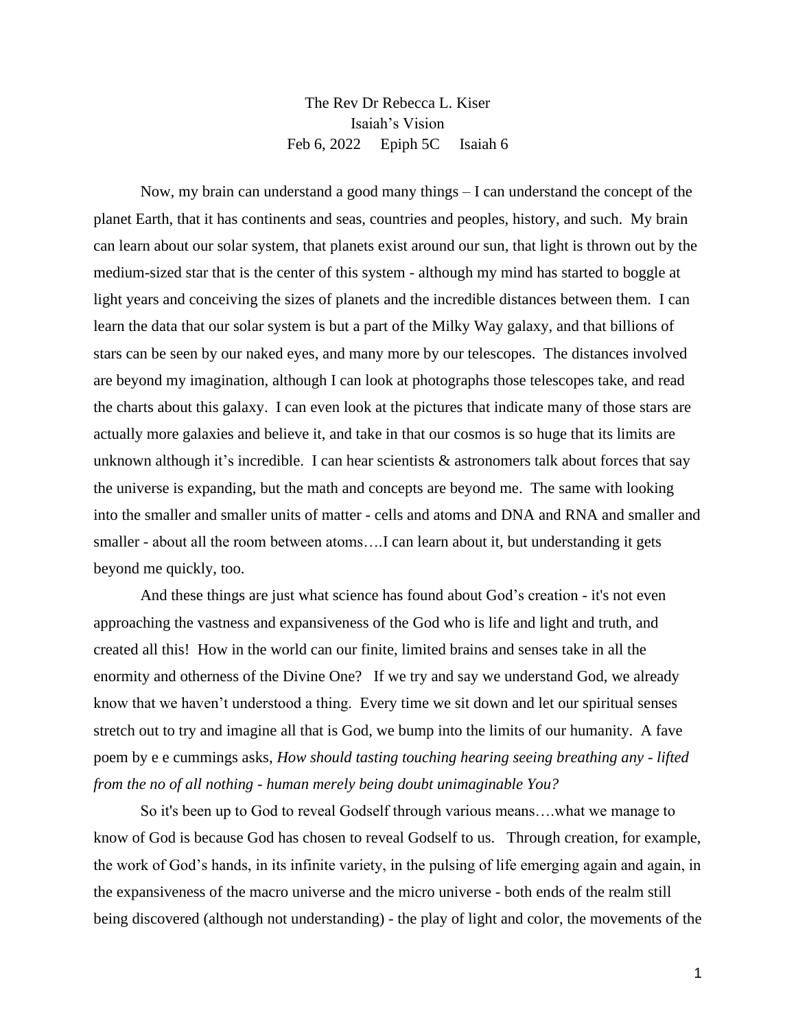The Rev Dr Rebecca L. Kiser
Isaiah's Vision
Feb 6, 2022 Epiph 5C Isaiah 6

Now, my brain can understand a good many things – I can understand the concept of the planet Earth, that it has continents and seas, countries and peoples, history, and such. My brain can learn about our solar system, that planets exist around our sun, that light is thrown out by the medium-sized star that is the center of this system - although my mind has started to boggle at light years and conceiving the sizes of planets and the incredible distances between them. I can learn the data that our solar system is but a part of the Milky Way galaxy, and that billions of stars can be seen by our naked eyes, and many more by our telescopes. The distances involved are beyond my imagination, although I can look at photographs those telescopes take, and read the charts about this galaxy. I can even look at the pictures that indicate many of those stars are actually more galaxies and believe it, and take in that our cosmos is so huge that its limits are unknown although it's incredible. I can hear scientists & astronomers talk about forces that say the universe is expanding, but the math and concepts are beyond me. The same with looking into the smaller and smaller units of matter - cells and atoms and DNA and RNA and smaller and smaller - about all the room between atoms….I can learn about it, but understanding it gets beyond me quickly, too.

And these things are just what science has found about God's creation - it's not even approaching the vastness and expansiveness of the God who is life and light and truth, and created all this! How in the world can our finite, limited brains and senses take in all the enormity and otherness of the Divine One? If we try and say we understand God, we already know that we haven't understood a thing. Every time we sit down and let our spiritual senses stretch out to try and imagine all that is God, we bump into the limits of our humanity. A fave poem by e e cummings asks, *How should tasting touching hearing seeing breathing any - lifted from the no of all nothing - human merely being doubt unimaginable You?*

So it's been up to God to reveal Godself through various means….what we manage to know of God is because God has chosen to reveal Godself to us. Through creation, for example, the work of God's hands, in its infinite variety, in the pulsing of life emerging again and again, in the expansiveness of the macro universe and the micro universe - both ends of the realm still being discovered (although not understanding) - the play of light and color, the movements of the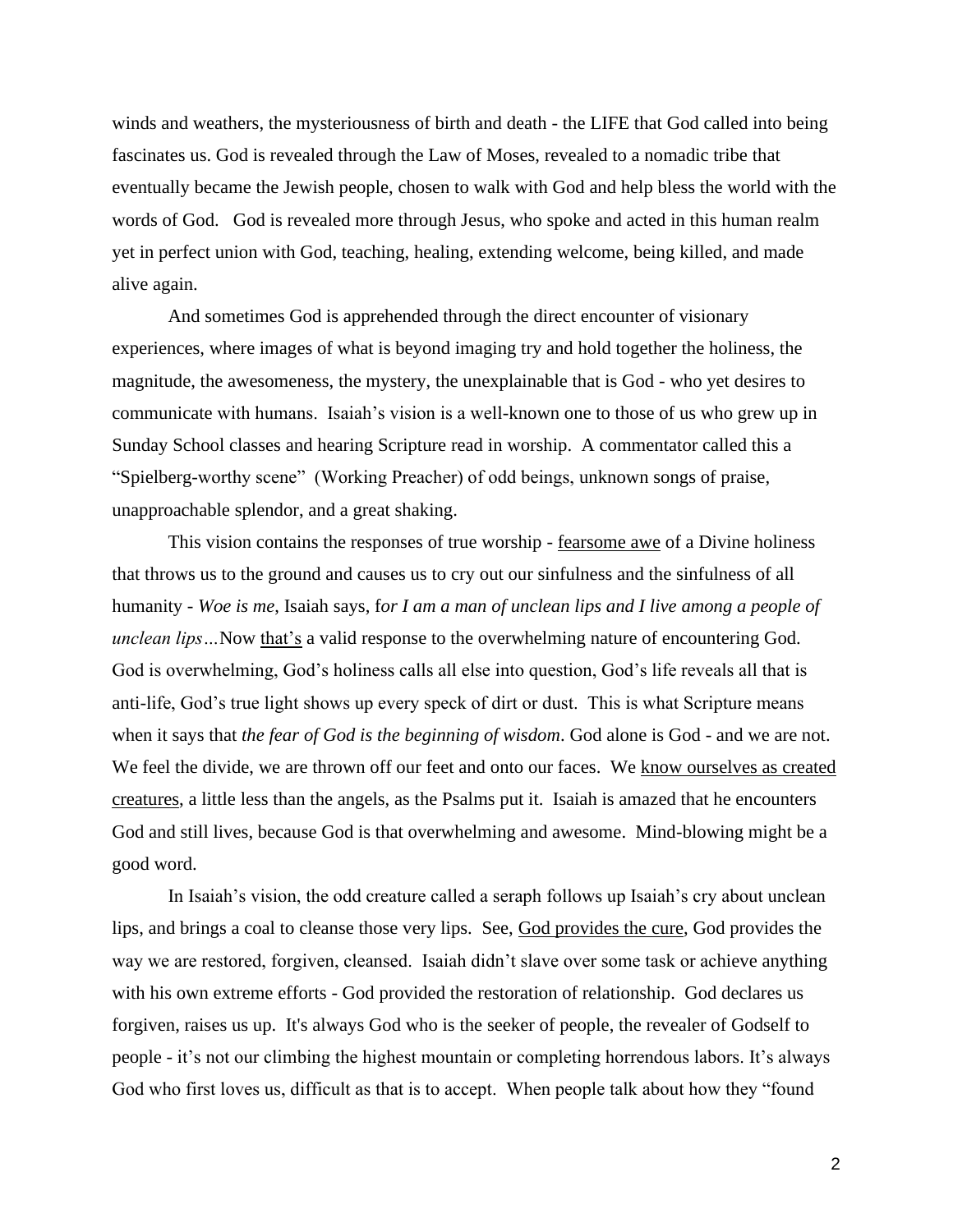winds and weathers, the mysteriousness of birth and death - the LIFE that God called into being fascinates us. God is revealed through the Law of Moses, revealed to a nomadic tribe that eventually became the Jewish people, chosen to walk with God and help bless the world with the words of God. God is revealed more through Jesus, who spoke and acted in this human realm yet in perfect union with God, teaching, healing, extending welcome, being killed, and made alive again.

And sometimes God is apprehended through the direct encounter of visionary experiences, where images of what is beyond imaging try and hold together the holiness, the magnitude, the awesomeness, the mystery, the unexplainable that is God - who yet desires to communicate with humans. Isaiah's vision is a well-known one to those of us who grew up in Sunday School classes and hearing Scripture read in worship. A commentator called this a "Spielberg-worthy scene" (Working Preacher) of odd beings, unknown songs of praise, unapproachable splendor, and a great shaking.

This vision contains the responses of true worship - <u>fearsome awe</u> of a Divine holiness that throws us to the ground and causes us to cry out our sinfulness and the sinfulness of all humanity - *Woe is me*, Isaiah says, f*or I am a man of unclean lips and I live among a people of unclean lips…*Now <u>that's</u> a valid response to the overwhelming nature of encountering God. God is overwhelming, God's holiness calls all else into question, God's life reveals all that is anti-life, God's true light shows up every speck of dirt or dust. This is what Scripture means when it says that *the fear of God is the beginning of wisdom*. God alone is God - and we are not. We feel the divide, we are thrown off our feet and onto our faces. We <u>know ourselves as created creatures</u>, a little less than the angels, as the Psalms put it. Isaiah is amazed that he encounters God and still lives, because God is that overwhelming and awesome. Mind-blowing might be a good word.

In Isaiah's vision, the odd creature called a seraph follows up Isaiah's cry about unclean lips, and brings a coal to cleanse those very lips. See, <u>God provides the cure</u>, God provides the way we are restored, forgiven, cleansed. Isaiah didn't slave over some task or achieve anything with his own extreme efforts - God provided the restoration of relationship. God declares us forgiven, raises us up. It's always God who is the seeker of people, the revealer of Godself to people - it's not our climbing the highest mountain or completing horrendous labors. It's always God who first loves us, difficult as that is to accept. When people talk about how they "found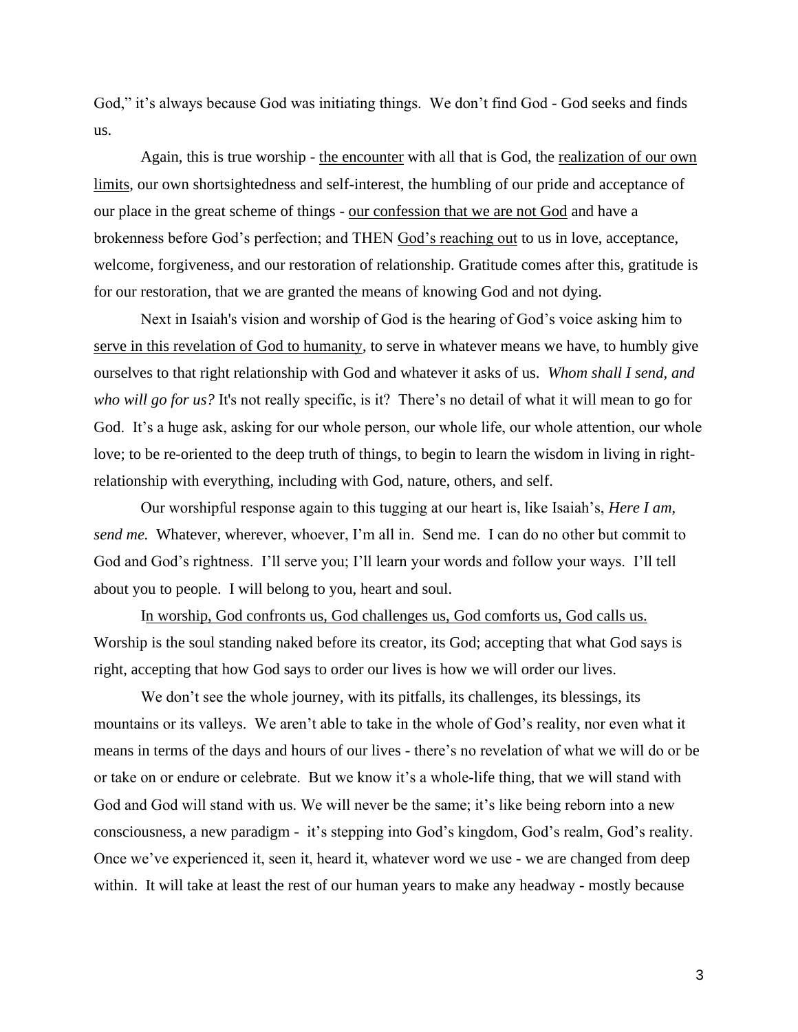God," it's always because God was initiating things. We don't find God - God seeks and finds us.

Again, this is true worship - <u>the encounter</u> with all that is God, the <u>realization of our own limits</u>, our own shortsightedness and self-interest, the humbling of our pride and acceptance of our place in the great scheme of things - <u>our confession that we are not God</u> and have a brokenness before God's perfection; and THEN <u>God's reaching out</u> to us in love, acceptance, welcome, forgiveness, and our restoration of relationship. Gratitude comes after this, gratitude is for our restoration, that we are granted the means of knowing God and not dying.

Next in Isaiah's vision and worship of God is the hearing of God's voice asking him to <u>serve in this revelation of God to humanity</u>, to serve in whatever means we have, to humbly give ourselves to that right relationship with God and whatever it asks of us. *Whom shall I send, and who will go for us?* It's not really specific, is it? There's no detail of what it will mean to go for God. It's a huge ask, asking for our whole person, our whole life, our whole attention, our whole love; to be re-oriented to the deep truth of things, to begin to learn the wisdom in living in right-relationship with everything, including with God, nature, others, and self.

Our worshipful response again to this tugging at our heart is, like Isaiah's, *Here I am, send me.* Whatever, wherever, whoever, I'm all in. Send me. I can do no other but commit to God and God's rightness. I'll serve you; I'll learn your words and follow your ways. I'll tell about you to people. I will belong to you, heart and soul.

I<u>n worship, God confronts us, God challenges us, God comforts us, God calls us.</u> Worship is the soul standing naked before its creator, its God; accepting that what God says is right, accepting that how God says to order our lives is how we will order our lives.

We don't see the whole journey, with its pitfalls, its challenges, its blessings, its mountains or its valleys. We aren't able to take in the whole of God's reality, nor even what it means in terms of the days and hours of our lives - there's no revelation of what we will do or be or take on or endure or celebrate. But we know it's a whole-life thing, that we will stand with God and God will stand with us. We will never be the same; it's like being reborn into a new consciousness, a new paradigm - it's stepping into God's kingdom, God's realm, God's reality. Once we've experienced it, seen it, heard it, whatever word we use - we are changed from deep within. It will take at least the rest of our human years to make any headway - mostly because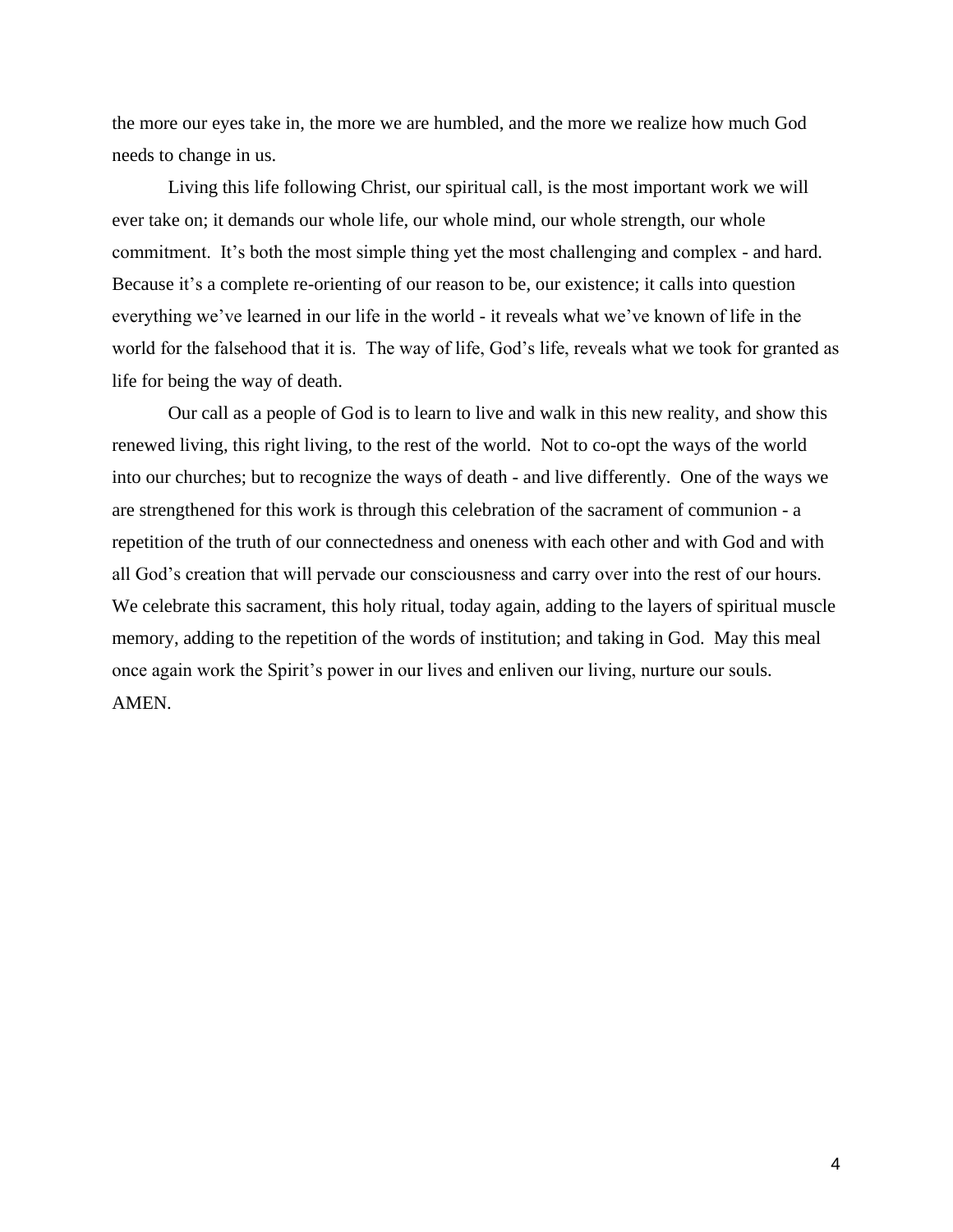the more our eyes take in, the more we are humbled, and the more we realize how much God needs to change in us.

Living this life following Christ, our spiritual call, is the most important work we will ever take on; it demands our whole life, our whole mind, our whole strength, our whole commitment. It's both the most simple thing yet the most challenging and complex - and hard. Because it's a complete re-orienting of our reason to be, our existence; it calls into question everything we've learned in our life in the world - it reveals what we've known of life in the world for the falsehood that it is. The way of life, God's life, reveals what we took for granted as life for being the way of death.

Our call as a people of God is to learn to live and walk in this new reality, and show this renewed living, this right living, to the rest of the world. Not to co-opt the ways of the world into our churches; but to recognize the ways of death - and live differently. One of the ways we are strengthened for this work is through this celebration of the sacrament of communion - a repetition of the truth of our connectedness and oneness with each other and with God and with all God's creation that will pervade our consciousness and carry over into the rest of our hours. We celebrate this sacrament, this holy ritual, today again, adding to the layers of spiritual muscle memory, adding to the repetition of the words of institution; and taking in God. May this meal once again work the Spirit's power in our lives and enliven our living, nurture our souls. AMEN.